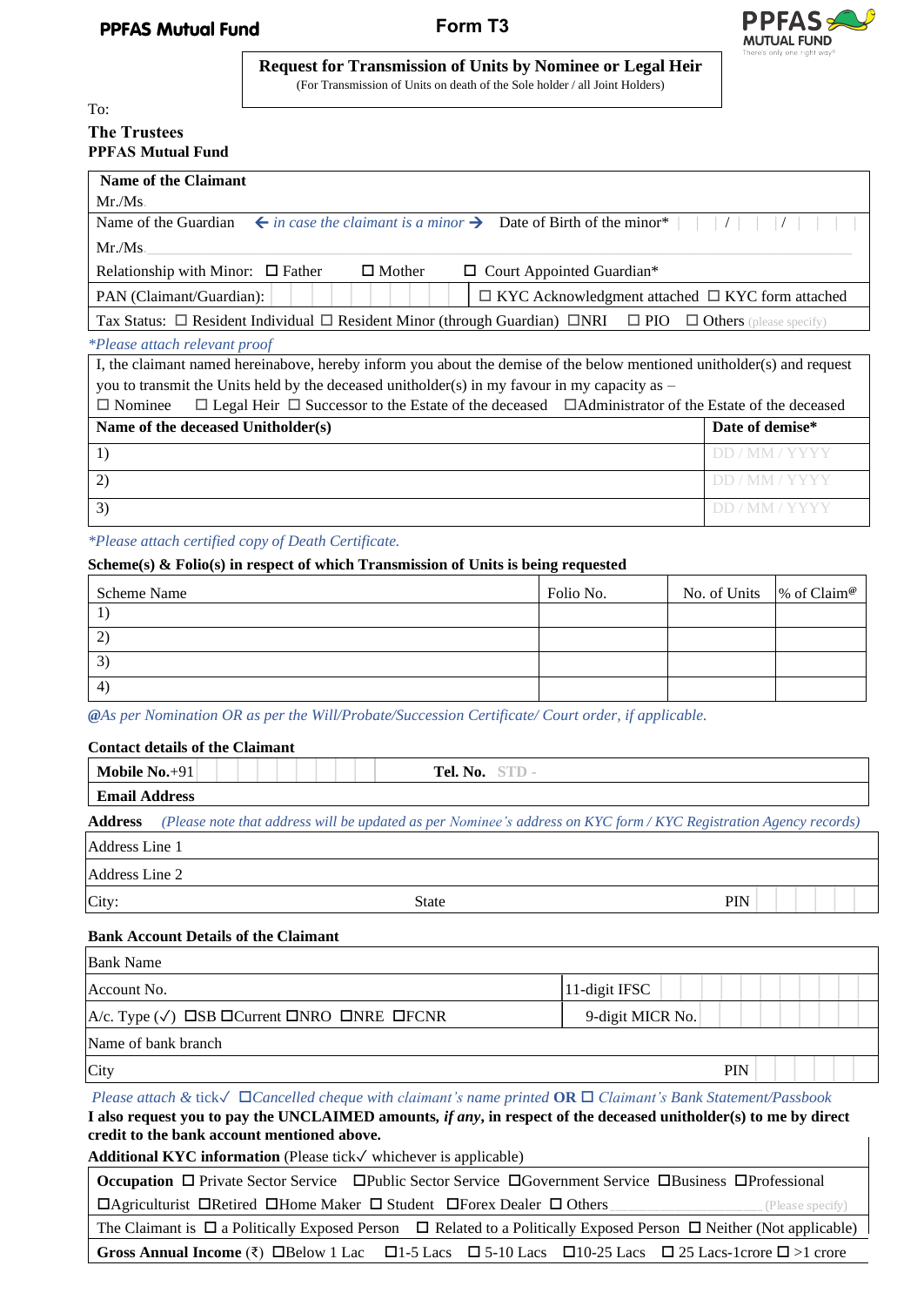**PPFAS Mutual Fund** **Form T3**

## Request for Transmission of Units by Nominee or Legal Heir

(For Transmission of Units on death of the Sole holder / all Joint Holders)

To:

**The Trustees**
**PPFAS Mutual Fund**

**Name of the Claimant**

Mr./Ms.

Name of the Guardian ← *in case the claimant is a minor* → Date of Birth of the minor* | | / | | / | | | |

Mr./Ms.

Relationship with Minor: ☐ Father ☐ Mother ☐ Court Appointed Guardian*

PAN (Claimant/Guardian): ☐ KYC Acknowledgment attached ☐ KYC form attached

Tax Status: ☐ Resident Individual ☐ Resident Minor (through Guardian) ☐NRI ☐ PIO ☐ Others (please specify)

*\*Please attach relevant proof*

I, the claimant named hereinabove, hereby inform you about the demise of the below mentioned unitholder(s) and request you to transmit the Units held by the deceased unitholder(s) in my favour in my capacity as –
☐ Nominee ☐ Legal Heir ☐ Successor to the Estate of the deceased ☐Administrator of the Estate of the deceased

| Name of the deceased Unitholder(s) | Date of demise* |
|---|---|
| 1) | DD / MM / YYYY |
| 2) | DD / MM / YYYY |
| 3) | DD / MM / YYYY |

*\*Please attach certified copy of Death Certificate.*

**Scheme(s) & Folio(s) in respect of which Transmission of Units is being requested**

| Scheme Name | Folio No. | No. of Units | % of Claim@ |
|---|---|---|---|
| 1) | | | |
| 2) | | | |
| 3) | | | |
| 4) | | | |

*@As per Nomination OR as per the Will/Probate/Succession Certificate/ Court order, if applicable.*

**Contact details of the Claimant**

| **Mobile No.**+91 | **Tel. No.** STD - |
|---|---|
| **Email Address** | |

**Address** *(Please note that address will be updated as per Nominee's address on KYC form / KYC Registration Agency records)*

| Address Line 1 | | |
|---|---|---|
| Address Line 2 | | |
| City: | State | PIN |

**Bank Account Details of the Claimant**

| Bank Name | |
|---|---|
| Account No. | 11-digit IFSC |
| A/c. Type (✓) ☐SB ☐Current ☐NRO ☐NRE ☐FCNR | 9-digit MICR No. |
| Name of bank branch | |
| City | PIN |

*Please attach & tick✓ ☐Cancelled cheque with claimant's name printed* **OR** ☐ *Claimant's Bank Statement/Passbook*

**I also request you to pay the UNCLAIMED amounts, *if any*, in respect of the deceased unitholder(s) to me by direct credit to the bank account mentioned above.**

**Additional KYC information** (Please tick✓ whichever is applicable)

**Occupation** ☐ Private Sector Service ☐Public Sector Service ☐Government Service ☐Business ☐Professional ☐Agriculturist ☐Retired ☐Home Maker ☐ Student ☐Forex Dealer ☐ Others ____________ (Please specify)

The Claimant is ☐ a Politically Exposed Person ☐ Related to a Politically Exposed Person ☐ Neither (Not applicable)

**Gross Annual Income** (₹) ☐Below 1 Lac ☐1-5 Lacs ☐ 5-10 Lacs ☐10-25 Lacs ☐ 25 Lacs-1crore ☐ >1 crore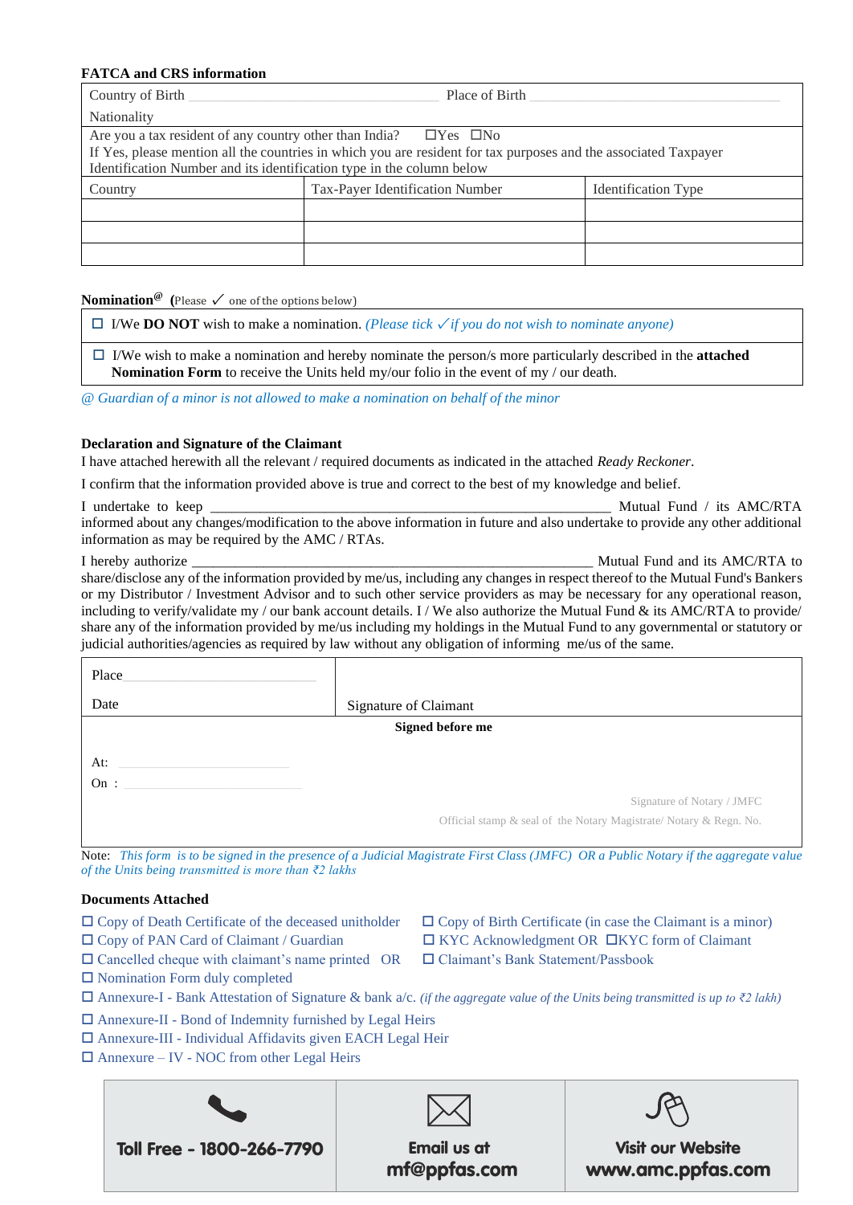**FATCA and CRS information**

| | | |
|---|---|---|
| Country of Birth ______________________ | Place of Birth ______________________ | |
| Nationality | | |
| Are you a tax resident of any country other than India? ☐Yes ☐No<br>If Yes, please mention all the countries in which you are resident for tax purposes and the associated Taxpayer Identification Number and its identification type in the column below | | |
| Country | Tax-Payer Identification Number | Identification Type |
| | | |
| | | |
| | | |

**Nomination@** (Please ✓ one of the options below)

☐ I/We **DO NOT** wish to make a nomination. *(Please tick ✓ if you do not wish to nominate anyone)*

☐ I/We wish to make a nomination and hereby nominate the person/s more particularly described in the **attached Nomination Form** to receive the Units held my/our folio in the event of my / our death.

*@ Guardian of a minor is not allowed to make a nomination on behalf of the minor*

**Declaration and Signature of the Claimant**

I have attached herewith all the relevant / required documents as indicated in the attached *Ready Reckoner*.

I confirm that the information provided above is true and correct to the best of my knowledge and belief.

I undertake to keep ______________________________________________ Mutual Fund / its AMC/RTA informed about any changes/modification to the above information in future and also undertake to provide any other additional information as may be required by the AMC / RTAs.

I hereby authorize ______________________________________________ Mutual Fund and its AMC/RTA to share/disclose any of the information provided by me/us, including any changes in respect thereof to the Mutual Fund's Bankers or my Distributor / Investment Advisor and to such other service providers as may be necessary for any operational reason, including to verify/validate my / our bank account details. I / We also authorize the Mutual Fund & its AMC/RTA to provide/ share any of the information provided by me/us including my holdings in the Mutual Fund to any governmental or statutory or judicial authorities/agencies as required by law without any obligation of informing me/us of the same.

| | |
|---|---|
| Place ______________<br>Date | Signature of Claimant |

**Signed before me**

At: ______________

On : ______________

Signature of Notary / JMFC

Official stamp & seal of the Notary Magistrate/ Notary & Regn. No.

Note: *This form is to be signed in the presence of a Judicial Magistrate First Class (JMFC) OR a Public Notary if the aggregate value of the Units being transmitted is more than ₹2 lakhs*

**Documents Attached**

- ☐ Copy of Death Certificate of the deceased unitholder
- ☐ Copy of Birth Certificate (in case the Claimant is a minor)
- ☐ Copy of PAN Card of Claimant / Guardian
- ☐ KYC Acknowledgment OR ☐KYC form of Claimant
- ☐ Cancelled cheque with claimant's name printed OR ☐ Claimant's Bank Statement/Passbook
- ☐ Nomination Form duly completed
- ☐ Annexure-I - Bank Attestation of Signature & bank a/c. *(if the aggregate value of the Units being transmitted is up to ₹2 lakh)*
- ☐ Annexure-II - Bond of Indemnity furnished by Legal Heirs
- ☐ Annexure-III - Individual Affidavits given EACH Legal Heir
- ☐ Annexure – IV - NOC from other Legal Heirs

| | | |
|---|---|---|
| Toll Free - 1800-266-7790 | Email us at mf@ppfas.com | Visit our Website www.amc.ppfas.com |